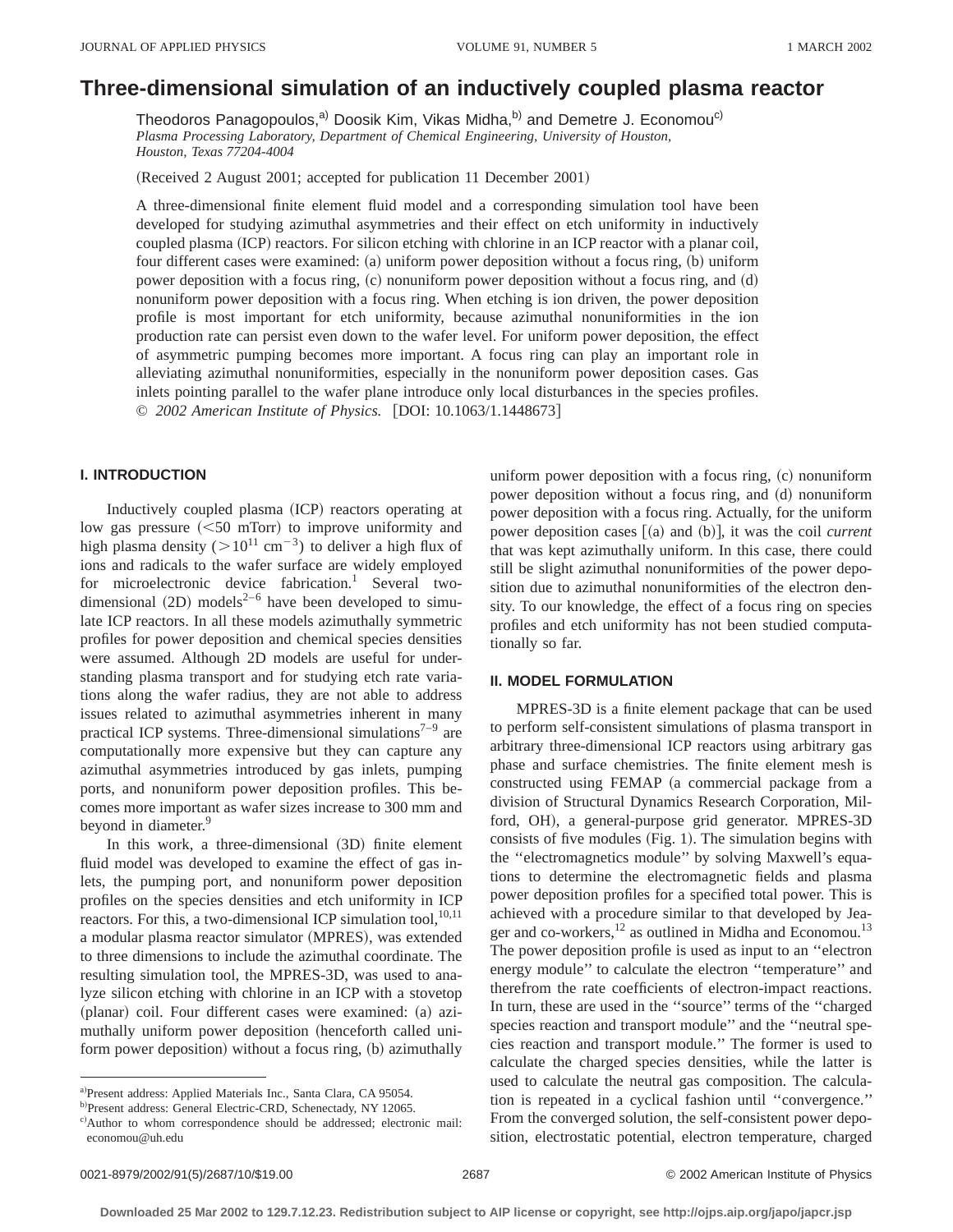# Three-dimensional simulation of an inductively coupled plasma reactor

Theodoros Panagopoulos,[a] Doosik Kim, Vikas Midha,[b] and Demetre J. Economou[c]

*Plasma Processing Laboratory, Department of Chemical Engineering, University of Houston, Houston, Texas 77204-4004*

(Received 2 August 2001; accepted for publication 11 December 2001)

A three-dimensional finite element fluid model and a corresponding simulation tool have been developed for studying azimuthal asymmetries and their effect on etch uniformity in inductively coupled plasma (ICP) reactors. For silicon etching with chlorine in an ICP reactor with a planar coil, four different cases were examined: (a) uniform power deposition without a focus ring, (b) uniform power deposition with a focus ring, (c) nonuniform power deposition without a focus ring, and (d) nonuniform power deposition with a focus ring. When etching is ion driven, the power deposition profile is most important for etch uniformity, because azimuthal nonuniformities in the ion production rate can persist even down to the wafer level. For uniform power deposition, the effect of asymmetric pumping becomes more important. A focus ring can play an important role in alleviating azimuthal nonuniformities, especially in the nonuniform power deposition cases. Gas inlets pointing parallel to the wafer plane introduce only local disturbances in the species profiles. © *2002 American Institute of Physics.* [DOI: 10.1063/1.1448673]

## I. INTRODUCTION

Inductively coupled plasma (ICP) reactors operating at low gas pressure (<50 mTorr) to improve uniformity and high plasma density (>$10^{11}$ cm$^{-3}$) to deliver a high flux of ions and radicals to the wafer surface are widely employed for microelectronic device fabrication.[1] Several two-dimensional (2D) models[2–6] have been developed to simulate ICP reactors. In all these models azimuthally symmetric profiles for power deposition and chemical species densities were assumed. Although 2D models are useful for understanding plasma transport and for studying etch rate variations along the wafer radius, they are not able to address issues related to azimuthal asymmetries inherent in many practical ICP systems. Three-dimensional simulations[7–9] are computationally more expensive but they can capture any azimuthal asymmetries introduced by gas inlets, pumping ports, and nonuniform power deposition profiles. This becomes more important as wafer sizes increase to 300 mm and beyond in diameter.[9]

In this work, a three-dimensional (3D) finite element fluid model was developed to examine the effect of gas inlets, the pumping port, and nonuniform power deposition profiles on the species densities and etch uniformity in ICP reactors. For this, a two-dimensional ICP simulation tool,[10,11] a modular plasma reactor simulator (MPRES), was extended to three dimensions to include the azimuthal coordinate. The resulting simulation tool, the MPRES-3D, was used to analyze silicon etching with chlorine in an ICP with a stovetop (planar) coil. Four different cases were examined: (a) azimuthally uniform power deposition (henceforth called uniform power deposition) without a focus ring, (b) azimuthally uniform power deposition with a focus ring, (c) nonuniform power deposition without a focus ring, and (d) nonuniform power deposition with a focus ring. Actually, for the uniform power deposition cases [(a) and (b)], it was the coil *current* that was kept azimuthally uniform. In this case, there could still be slight azimuthal nonuniformities of the power deposition due to azimuthal nonuniformities of the electron density. To our knowledge, the effect of a focus ring on species profiles and etch uniformity has not been studied computationally so far.

## II. MODEL FORMULATION

MPRES-3D is a finite element package that can be used to perform self-consistent simulations of plasma transport in arbitrary three-dimensional ICP reactors using arbitrary gas phase and surface chemistries. The finite element mesh is constructed using FEMAP (a commercial package from a division of Structural Dynamics Research Corporation, Milford, OH), a general-purpose grid generator. MPRES-3D consists of five modules (Fig. 1). The simulation begins with the ''electromagnetics module'' by solving Maxwell's equations to determine the electromagnetic fields and plasma power deposition profiles for a specified total power. This is achieved with a procedure similar to that developed by Jaeger and co-workers,[12] as outlined in Midha and Economou.[13] The power deposition profile is used as input to an ''electron energy module'' to calculate the electron ''temperature'' and therefrom the rate coefficients of electron-impact reactions. In turn, these are used in the ''source'' terms of the ''charged species reaction and transport module'' and the ''neutral species reaction and transport module.'' The former is used to calculate the charged species densities, while the latter is used to calculate the neutral gas composition. The calculation is repeated in a cyclical fashion until ''convergence.'' From the converged solution, the self-consistent power deposition, electrostatic potential, electron temperature, charged

---

[a] Present address: Applied Materials Inc., Santa Clara, CA 95054.

[b] Present address: General Electric-CRD, Schenectady, NY 12065.

[c] Author to whom correspondence should be addressed; electronic mail: economou@uh.edu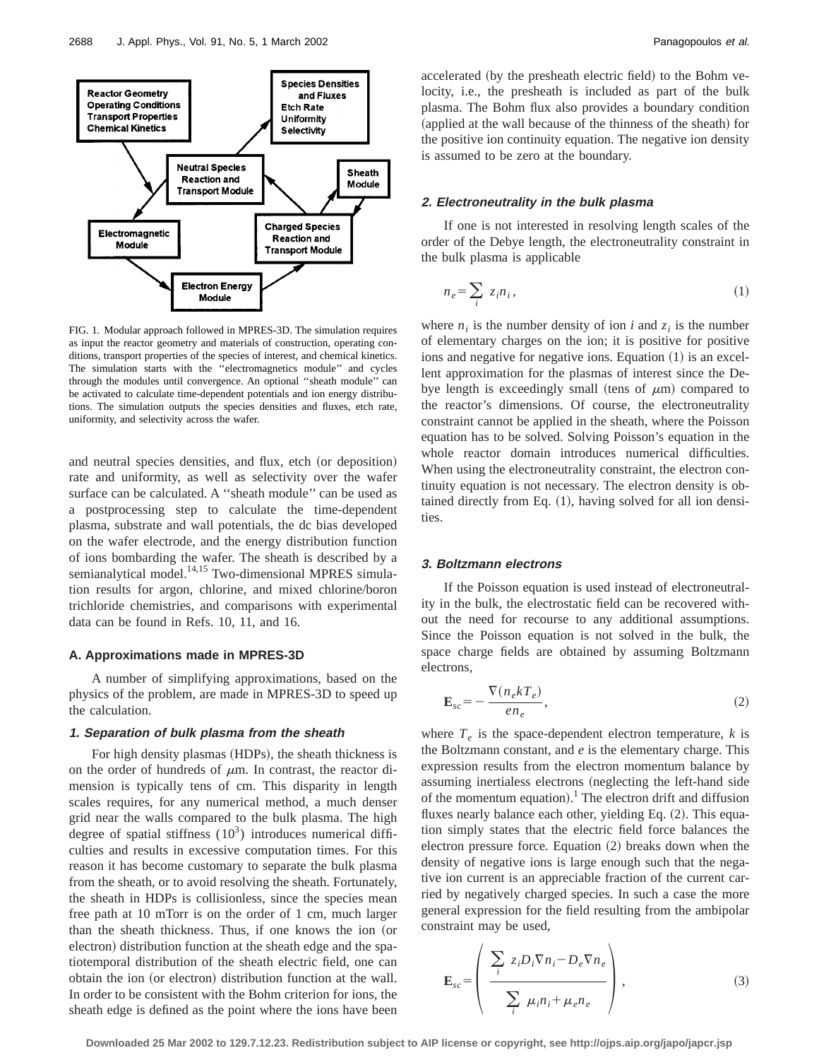FIG. 1. Modular approach followed in MPRES-3D. The simulation requires as input the reactor geometry and materials of construction, operating conditions, transport properties of the species of interest, and chemical kinetics. The simulation starts with the "electromagnetics module" and cycles through the modules until convergence. An optional "sheath module" can be activated to calculate time-dependent potentials and ion energy distributions. The simulation outputs the species densities and fluxes, etch rate, uniformity, and selectivity across the wafer.

and neutral species densities, and flux, etch (or deposition) rate and uniformity, as well as selectivity over the wafer surface can be calculated. A "sheath module" can be used as a postprocessing step to calculate the time-dependent plasma, substrate and wall potentials, the dc bias developed on the wafer electrode, and the energy distribution function of ions bombarding the wafer. The sheath is described by a semianalytical model.[14,15] Two-dimensional MPRES simulation results for argon, chlorine, and mixed chlorine/boron trichloride chemistries, and comparisons with experimental data can be found in Refs. 10, 11, and 16.

### A. Approximations made in MPRES-3D

A number of simplifying approximations, based on the physics of the problem, are made in MPRES-3D to speed up the calculation.

#### 1. Separation of bulk plasma from the sheath

For high density plasmas (HDPs), the sheath thickness is on the order of hundreds of $\mu$m. In contrast, the reactor dimension is typically tens of cm. This disparity in length scales requires, for any numerical method, a much denser grid near the walls compared to the bulk plasma. The high degree of spatial stiffness ($10^3$) introduces numerical difficulties and results in excessive computation times. For this reason it has become customary to separate the bulk plasma from the sheath, or to avoid resolving the sheath. Fortunately, the sheath in HDPs is collisionless, since the species mean free path at 10 mTorr is on the order of 1 cm, much larger than the sheath thickness. Thus, if one knows the ion (or electron) distribution function at the sheath edge and the spatiotemporal distribution of the sheath electric field, one can obtain the ion (or electron) distribution function at the wall. In order to be consistent with the Bohm criterion for ions, the sheath edge is defined as the point where the ions have been accelerated (by the presheath electric field) to the Bohm velocity, i.e., the presheath is included as part of the bulk plasma. The Bohm flux also provides a boundary condition (applied at the wall because of the thinness of the sheath) for the positive ion continuity equation. The negative ion density is assumed to be zero at the boundary.

#### 2. Electroneutrality in the bulk plasma

If one is not interested in resolving length scales of the order of the Debye length, the electroneutrality constraint in the bulk plasma is applicable

$$n_e = \sum_i z_i n_i, \tag{1}$$

where $n_i$ is the number density of ion $i$ and $z_i$ is the number of elementary charges on the ion; it is positive for positive ions and negative for negative ions. Equation (1) is an excellent approximation for the plasmas of interest since the Debye length is exceedingly small (tens of $\mu$m) compared to the reactor's dimensions. Of course, the electroneutrality constraint cannot be applied in the sheath, where the Poisson equation has to be solved. Solving Poisson's equation in the whole reactor domain introduces numerical difficulties. When using the electroneutrality constraint, the electron continuity equation is not necessary. The electron density is obtained directly from Eq. (1), having solved for all ion densities.

#### 3. Boltzmann electrons

If the Poisson equation is used instead of electroneutrality in the bulk, the electrostatic field can be recovered without the need for recourse to any additional assumptions. Since the Poisson equation is not solved in the bulk, the space charge fields are obtained by assuming Boltzmann electrons,

$$\mathbf{E}_{sc} = -\frac{\nabla(n_e k T_e)}{e n_e}, \tag{2}$$

where $T_e$ is the space-dependent electron temperature, $k$ is the Boltzmann constant, and $e$ is the elementary charge. This expression results from the electron momentum balance by assuming inertialess electrons (neglecting the left-hand side of the momentum equation).[1] The electron drift and diffusion fluxes nearly balance each other, yielding Eq. (2). This equation simply states that the electric field force balances the electron pressure force. Equation (2) breaks down when the density of negative ions is large enough such that the negative ion current is an appreciable fraction of the current carried by negatively charged species. In such a case the more general expression for the field resulting from the ambipolar constraint may be used,

$$\mathbf{E}_{sc} = \left( \frac{\sum_i z_i D_i \nabla n_i - D_e \nabla n_e}{\sum_i \mu_i n_i + \mu_e n_e} \right), \tag{3}$$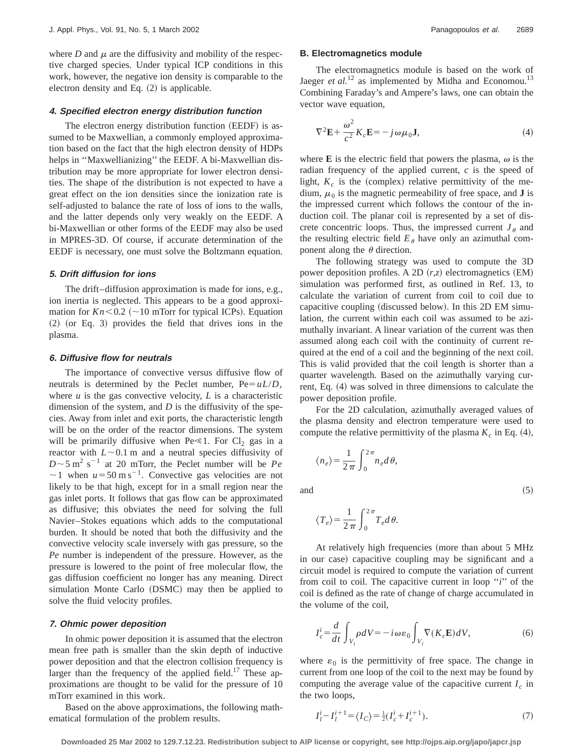where $D$ and $\mu$ are the diffusivity and mobility of the respective charged species. Under typical ICP conditions in this work, however, the negative ion density is comparable to the electron density and Eq. (2) is applicable.

#### *4. Specified electron energy distribution function*

The electron energy distribution function (EEDF) is assumed to be Maxwellian, a commonly employed approximation based on the fact that the high electron density of HDPs helps in ''Maxwellianizing'' the EEDF. A bi-Maxwellian distribution may be more appropriate for lower electron densities. The shape of the distribution is not expected to have a great effect on the ion densities since the ionization rate is self-adjusted to balance the rate of loss of ions to the walls, and the latter depends only very weakly on the EEDF. A bi-Maxwellian or other forms of the EEDF may also be used in MPRES-3D. Of course, if accurate determination of the EEDF is necessary, one must solve the Boltzmann equation.

#### *5. Drift diffusion for ions*

The drift–diffusion approximation is made for ions, e.g., ion inertia is neglected. This appears to be a good approximation for $Kn<0.2$ ($\sim$10 mTorr for typical ICPs). Equation (2) (or Eq. 3) provides the field that drives ions in the plasma.

#### *6. Diffusive flow for neutrals*

The importance of convective versus diffusive flow of neutrals is determined by the Peclet number, $\mathrm{Pe}=uL/D$, where $u$ is the gas convective velocity, $L$ is a characteristic dimension of the system, and $D$ is the diffusivity of the species. Away from inlet and exit ports, the characteristic length will be on the order of the reactor dimensions. The system will be primarily diffusive when $\mathrm{Pe}\ll 1$. For $Cl_2$ gas in a reactor with $L\sim 0.1$ m and a neutral species diffusivity of $D\sim 5\ \mathrm{m}^2\ \mathrm{s}^{-1}$ at 20 mTorr, the Peclet number will be $Pe\sim 1$ when $u=50\ \mathrm{m\,s}^{-1}$. Convective gas velocities are not likely to be that high, except for in a small region near the gas inlet ports. It follows that gas flow can be approximated as diffusive; this obviates the need for solving the full Navier–Stokes equations which adds to the computational burden. It should be noted that both the diffusivity and the convective velocity scale inversely with gas pressure, so the $Pe$ number is independent of the pressure. However, as the pressure is lowered to the point of free molecular flow, the gas diffusion coefficient no longer has any meaning. Direct simulation Monte Carlo (DSMC) may then be applied to solve the fluid velocity profiles.

#### *7. Ohmic power deposition*

In ohmic power deposition it is assumed that the electron mean free path is smaller than the skin depth of inductive power deposition and that the electron collision frequency is larger than the frequency of the applied field.[17] These approximations are thought to be valid for the pressure of 10 mTorr examined in this work.

Based on the above approximations, the following mathematical formulation of the problem results.

### B. Electromagnetics module

The electromagnetics module is based on the work of Jaeger *et al.*[12] as implemented by Midha and Economou.[13] Combining Faraday's and Ampere's laws, one can obtain the vector wave equation,

$$\nabla^2\mathbf{E}+\frac{\omega^2}{c^2}K_c\mathbf{E}=-j\omega\mu_0\mathbf{J}, \tag{4}$$

where $\mathbf{E}$ is the electric field that powers the plasma, $\omega$ is the radian frequency of the applied current, $c$ is the speed of light, $K_c$ is the (complex) relative permittivity of the medium, $\mu_0$ is the magnetic permeability of free space, and $\mathbf{J}$ is the impressed current which follows the contour of the induction coil. The planar coil is represented by a set of discrete concentric loops. Thus, the impressed current $J_\theta$ and the resulting electric field $E_\theta$ have only an azimuthal component along the $\theta$ direction.

The following strategy was used to compute the 3D power deposition profiles. A 2D $(r,z)$ electromagnetics (EM) simulation was performed first, as outlined in Ref. 13, to calculate the variation of current from coil to coil due to capacitive coupling (discussed below). In this 2D EM simulation, the current within each coil was assumed to be azimuthally invariant. A linear variation of the current was then assumed along each coil with the continuity of current required at the end of a coil and the beginning of the next coil. This is valid provided that the coil length is shorter than a quarter wavelength. Based on the azimuthally varying current, Eq. (4) was solved in three dimensions to calculate the power deposition profile.

For the 2D calculation, azimuthally averaged values of the plasma density and electron temperature were used to compute the relative permittivity of the plasma $K_c$ in Eq. (4),

$$\langle n_e\rangle=\frac{1}{2\pi}\int_0^{2\pi}n_e d\theta,$$

and (5)

$$\langle T_e\rangle=\frac{1}{2\pi}\int_0^{2\pi}T_e d\theta.$$

At relatively high frequencies (more than about 5 MHz in our case) capacitive coupling may be significant and a circuit model is required to compute the variation of current from coil to coil. The capacitive current in loop ''$i$'' of the coil is defined as the rate of change of charge accumulated in the volume of the coil,

$$I_c^i=\frac{d}{dt}\int_{V_i}\rho dV=-i\omega\varepsilon_0\int_{V_i}\nabla(K_c\mathbf{E})dV, \tag{6}$$

where $\varepsilon_0$ is the permittivity of free space. The change in current from one loop of the coil to the next may be found by computing the average value of the capacitive current $I_c$ in the two loops,

$$I_l^i-I_l^{i+1}=\langle I_C\rangle=\tfrac{1}{2}(I_c^i+I_c^{i+1}). \tag{7}$$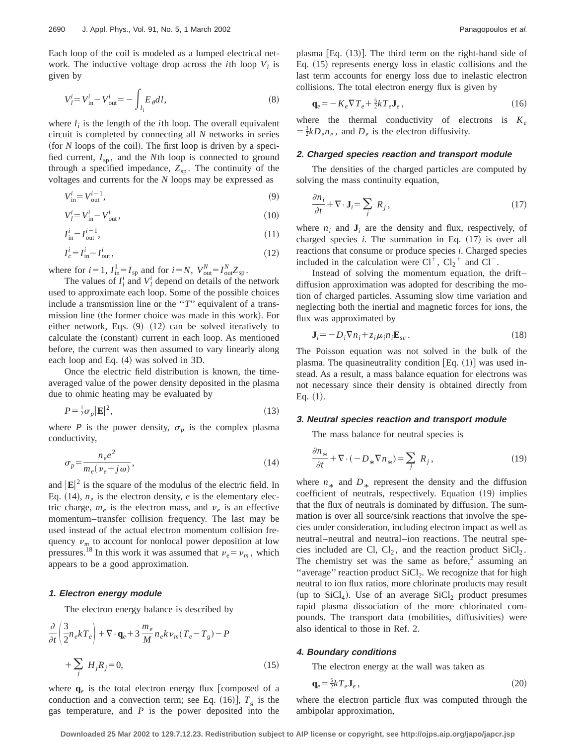Each loop of the coil is modeled as a lumped electrical network. The inductive voltage drop across the $i$th loop $V_l$ is given by

$$V_l^i = V_{\text{in}}^i - V_{\text{out}}^i = -\int_{l_i} E_\theta dl, \tag{8}$$

where $l_i$ is the length of the $i$th loop. The overall equivalent circuit is completed by connecting all $N$ networks in series (for $N$ loops of the coil). The first loop is driven by a specified current, $I_{\text{sp}}$, and the $N$th loop is connected to ground through a specified impedance, $Z_{\text{sp}}$. The continuity of the voltages and currents for the $N$ loops may be expressed as

$$V_{\text{in}}^i = V_{\text{out}}^{i-1}, \tag{9}$$

$$V_l^i = V_{\text{in}}^i - V_{\text{out}}^i, \tag{10}$$

$$I_{\text{in}}^i = I_{\text{out}}^{i-1}, \tag{11}$$

$$I_c^i = I_{\text{in}}^i - I_{\text{out}}^i, \tag{12}$$

where for $i=1$, $I_{\text{in}}^1 = I_{\text{sp}}$ and for $i=N$, $V_{\text{out}}^N = I_{\text{out}}^N Z_{\text{sp}}$.

The values of $I_l^i$ and $V_l^i$ depend on details of the network used to approximate each loop. Some of the possible choices include a transmission line or the "$T$" equivalent of a transmission line (the former choice was made in this work). For either network, Eqs. (9)–(12) can be solved iteratively to calculate the (constant) current in each loop. As mentioned before, the current was then assumed to vary linearly along each loop and Eq. (4) was solved in 3D.

Once the electric field distribution is known, the time-averaged value of the power density deposited in the plasma due to ohmic heating may be evaluated by

$$P = \tfrac{1}{2}\sigma_p |\mathbf{E}|^2, \tag{13}$$

where $P$ is the power density, $\sigma_p$ is the complex plasma conductivity,

$$\sigma_p = \frac{n_e e^2}{m_e(\nu_e + j\omega)}, \tag{14}$$

and $|\mathbf{E}|^2$ is the square of the modulus of the electric field. In Eq. (14), $n_e$ is the electron density, $e$ is the elementary electric charge, $m_e$ is the electron mass, and $\nu_e$ is an effective momentum–transfer collision frequency. The last may be used instead of the actual electron momentum collision frequency $\nu_m$ to account for nonlocal power deposition at low pressures.[18] In this work it was assumed that $\nu_e = \nu_m$, which appears to be a good approximation.

### 1. Electron energy module

The electron energy balance is described by

$$\frac{\partial}{\partial t}\left(\frac{3}{2}n_e k T_e\right) + \nabla \cdot \mathbf{q}_e + 3\frac{m_e}{M} n_e k \nu_m (T_e - T_g) - P + \sum_j H_j R_j = 0, \tag{15}$$

where $\mathbf{q}_e$ is the total electron energy flux [composed of a conduction and a convection term; see Eq. (16)], $T_g$ is the gas temperature, and $P$ is the power deposited into the plasma [Eq. (13)]. The third term on the right-hand side of Eq. (15) represents energy loss in elastic collisions and the last term accounts for energy loss due to inelastic electron collisions. The total electron energy flux is given by

$$\mathbf{q}_e = -K_e \nabla T_e + \tfrac{5}{2} k T_e \mathbf{J}_e, \tag{16}$$

where the thermal conductivity of electrons is $K_e = \frac{3}{2} k D_e n_e$, and $D_e$ is the electron diffusivity.

### 2. Charged species reaction and transport module

The densities of the charged particles are computed by solving the mass continuity equation,

$$\frac{\partial n_i}{\partial t} + \nabla \cdot \mathbf{J}_i = \sum_j R_j, \tag{17}$$

where $n_i$ and $\mathbf{J}_i$ are the density and flux, respectively, of charged species $i$. The summation in Eq. (17) is over all reactions that consume or produce species $i$. Charged species included in the calculation were $Cl^+$, $Cl_2^+$ and $Cl^-$.

Instead of solving the momentum equation, the drift–diffusion approximation was adopted for describing the motion of charged particles. Assuming slow time variation and neglecting both the inertial and magnetic forces for ions, the flux was approximated by

$$\mathbf{J}_i = -D_i \nabla n_i + z_i \mu_i n_i \mathbf{E}_{sc}. \tag{18}$$

The Poisson equation was not solved in the bulk of the plasma. The quasineutrality condition [Eq. (1)] was used instead. As a result, a mass balance equation for electrons was not necessary since their density is obtained directly from Eq. (1).

### 3. Neutral species reaction and transport module

The mass balance for neutral species is

$$\frac{\partial n_*}{\partial t} + \nabla \cdot (-D_* \nabla n_*) = \sum_j R_j, \tag{19}$$

where $n_*$ and $D_*$ represent the density and the diffusion coefficient of neutrals, respectively. Equation (19) implies that the flux of neutrals is dominated by diffusion. The summation is over all source/sink reactions that involve the species under consideration, including electron impact as well as neutral–neutral and neutral–ion reactions. The neutral species included are Cl, $Cl_2$, and the reaction product $SiCl_2$. The chemistry set was the same as before,[2] assuming an "average" reaction product $SiCl_2$. We recognize that for high neutral to ion flux ratios, more chlorinate products may result (up to $SiCl_4$). Use of an average $SiCl_2$ product presumes rapid plasma dissociation of the more chlorinated compounds. The transport data (mobilities, diffusivities) were also identical to those in Ref. 2.

### 4. Boundary conditions

The electron energy at the wall was taken as

$$\mathbf{q}_e = \tfrac{5}{2} k T_e \mathbf{J}_e, \tag{20}$$

where the electron particle flux was computed through the ambipolar approximation,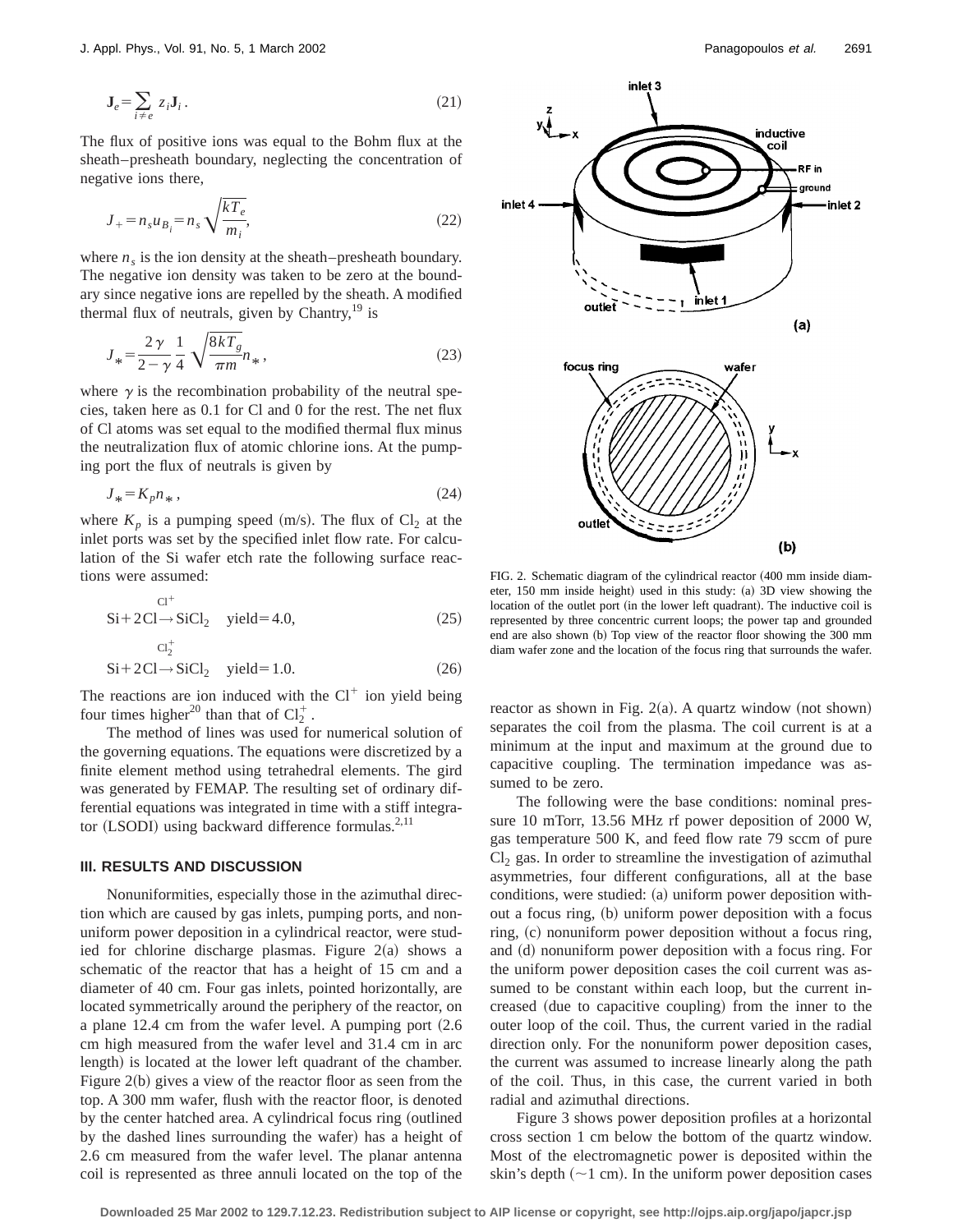$$\mathbf{J}_e = \sum_{i \neq e} z_i \mathbf{J}_i . \tag{21}$$

The flux of positive ions was equal to the Bohm flux at the sheath–presheath boundary, neglecting the concentration of negative ions there,

$$J_+ = n_s u_{B_i} = n_s \sqrt{\frac{kT_e}{m_i}}, \tag{22}$$

where $n_s$ is the ion density at the sheath–presheath boundary. The negative ion density was taken to be zero at the boundary since negative ions are repelled by the sheath. A modified thermal flux of neutrals, given by Chantry,[19] is

$$J_* = \frac{2\gamma}{2-\gamma} \frac{1}{4} \sqrt{\frac{8kT_g}{\pi m}} n_* , \tag{23}$$

where $\gamma$ is the recombination probability of the neutral species, taken here as 0.1 for Cl and 0 for the rest. The net flux of Cl atoms was set equal to the modified thermal flux minus the neutralization flux of atomic chlorine ions. At the pumping port the flux of neutrals is given by

$$J_* = K_p n_* , \tag{24}$$

where $K_p$ is a pumping speed (m/s). The flux of $Cl_2$ at the inlet ports was set by the specified inlet flow rate. For calculation of the Si wafer etch rate the following surface reactions were assumed:

$$\mathrm{Si} + 2\mathrm{Cl} \xrightarrow{\mathrm{Cl}^+} \mathrm{SiCl}_2 \quad \text{yield} = 4.0, \tag{25}$$

$$\mathrm{Si} + 2\mathrm{Cl} \xrightarrow{\mathrm{Cl}_2^+} \mathrm{SiCl}_2 \quad \text{yield} = 1.0. \tag{26}$$

The reactions are ion induced with the $Cl^+$ ion yield being four times higher[20] than that of $Cl_2^+$.

The method of lines was used for numerical solution of the governing equations. The equations were discretized by a finite element method using tetrahedral elements. The gird was generated by FEMAP. The resulting set of ordinary differential equations was integrated in time with a stiff integrator (LSODI) using backward difference formulas.[2,11]

### III. RESULTS AND DISCUSSION

Nonuniformities, especially those in the azimuthal direction which are caused by gas inlets, pumping ports, and nonuniform power deposition in a cylindrical reactor, were studied for chlorine discharge plasmas. Figure 2(a) shows a schematic of the reactor that has a height of 15 cm and a diameter of 40 cm. Four gas inlets, pointed horizontally, are located symmetrically around the periphery of the reactor, on a plane 12.4 cm from the wafer level. A pumping port (2.6 cm high measured from the wafer level and 31.4 cm in arc length) is located at the lower left quadrant of the chamber. Figure 2(b) gives a view of the reactor floor as seen from the top. A 300 mm wafer, flush with the reactor floor, is denoted by the center hatched area. A cylindrical focus ring (outlined by the dashed lines surrounding the wafer) has a height of 2.6 cm measured from the wafer level. The planar antenna coil is represented as three annuli located on the top of the reactor as shown in Fig. 2(a). A quartz window (not shown) separates the coil from the plasma. The coil current is at a minimum at the input and maximum at the ground due to capacitive coupling. The termination impedance was assumed to be zero.

FIG. 2. Schematic diagram of the cylindrical reactor (400 mm inside diameter, 150 mm inside height) used in this study: (a) 3D view showing the location of the outlet port (in the lower left quadrant). The inductive coil is represented by three concentric current loops; the power tap and grounded end are also shown (b) Top view of the reactor floor showing the 300 mm diam wafer zone and the location of the focus ring that surrounds the wafer.

The following were the base conditions: nominal pressure 10 mTorr, 13.56 MHz rf power deposition of 2000 W, gas temperature 500 K, and feed flow rate 79 sccm of pure $Cl_2$ gas. In order to streamline the investigation of azimuthal asymmetries, four different configurations, all at the base conditions, were studied: (a) uniform power deposition without a focus ring, (b) uniform power deposition with a focus ring, (c) nonuniform power deposition without a focus ring, and (d) nonuniform power deposition with a focus ring. For the uniform power deposition cases the coil current was assumed to be constant within each loop, but the current increased (due to capacitive coupling) from the inner to the outer loop of the coil. Thus, the current varied in the radial direction only. For the nonuniform power deposition cases, the current was assumed to increase linearly along the path of the coil. Thus, in this case, the current varied in both radial and azimuthal directions.

Figure 3 shows power deposition profiles at a horizontal cross section 1 cm below the bottom of the quartz window. Most of the electromagnetic power is deposited within the skin's depth (~1 cm). In the uniform power deposition cases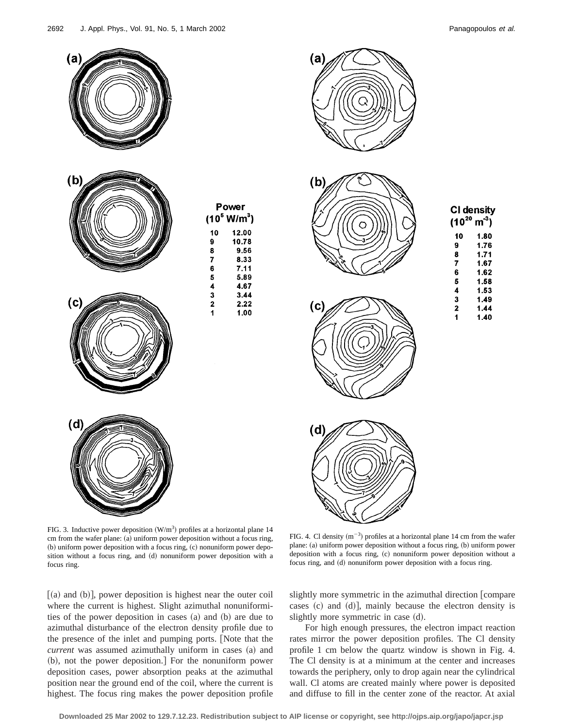FIG. 3. Inductive power deposition (W/m$^3$) profiles at a horizontal plane 14 cm from the wafer plane: (a) uniform power deposition without a focus ring, (b) uniform power deposition with a focus ring, (c) nonuniform power deposition without a focus ring, and (d) nonuniform power deposition with a focus ring.

FIG. 4. Cl density (m$^{-3}$) profiles at a horizontal plane 14 cm from the wafer plane: (a) uniform power deposition without a focus ring, (b) uniform power deposition with a focus ring, (c) nonuniform power deposition without a focus ring, and (d) nonuniform power deposition with a focus ring.

[(a) and (b)], power deposition is highest near the outer coil where the current is highest. Slight azimuthal nonuniformities of the power deposition in cases (a) and (b) are due to azimuthal disturbance of the electron density profile due to the presence of the inlet and pumping ports. [Note that the *current* was assumed azimuthally uniform in cases (a) and (b), not the power deposition.] For the nonuniform power deposition cases, power absorption peaks at the azimuthal position near the ground end of the coil, where the current is highest. The focus ring makes the power deposition profile slightly more symmetric in the azimuthal direction [compare cases (c) and (d)], mainly because the electron density is slightly more symmetric in case (d).

For high enough pressures, the electron impact reaction rates mirror the power deposition profiles. The Cl density profile 1 cm below the quartz window is shown in Fig. 4. The Cl density is at a minimum at the center and increases towards the periphery, only to drop again near the cylindrical wall. Cl atoms are created mainly where power is deposited and diffuse to fill in the center zone of the reactor. At axial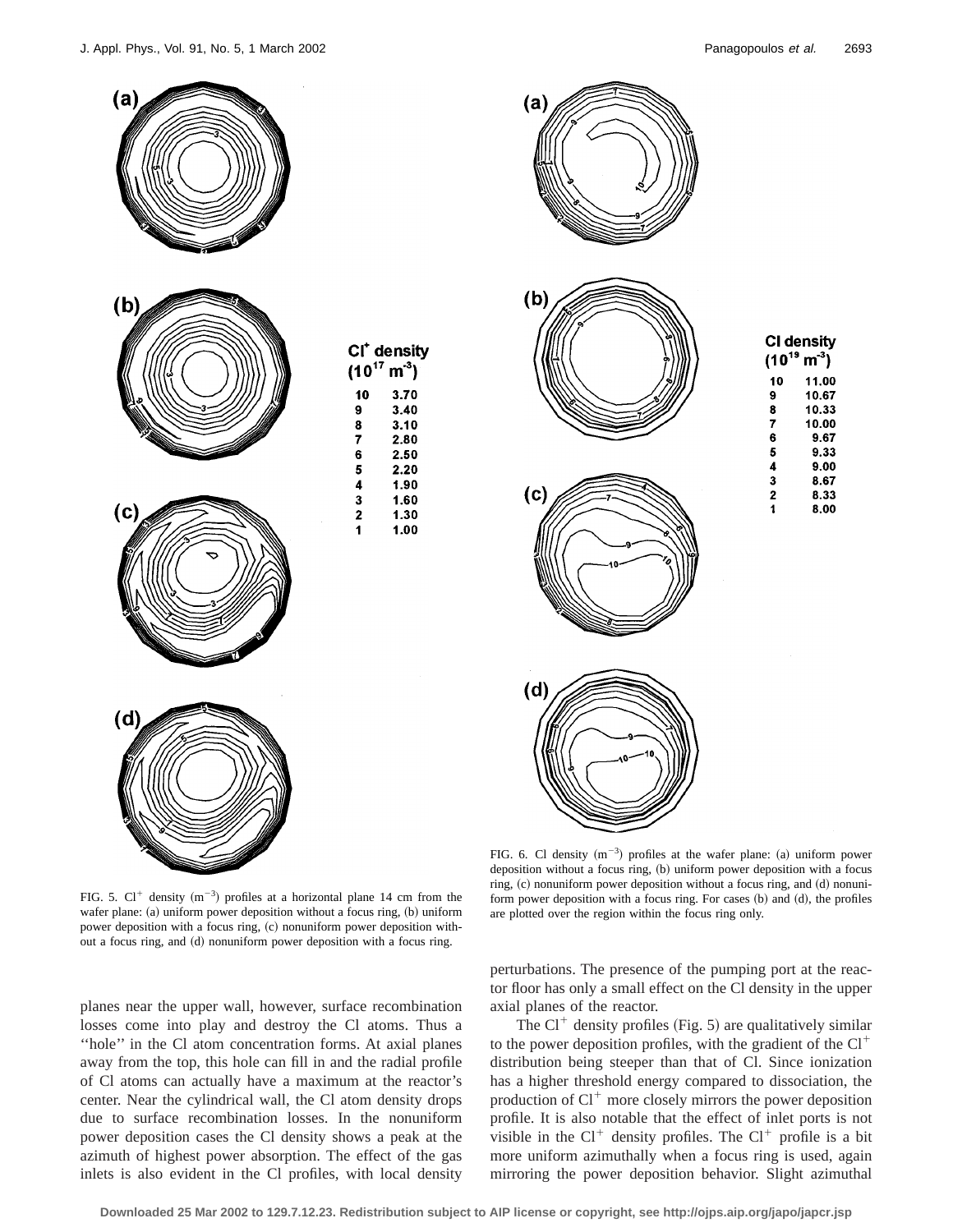| Cl$^+$ density ($10^{17}$ m$^{-3}$) | |
|---|---|
| 10 | 3.70 |
| 9 | 3.40 |
| 8 | 3.10 |
| 7 | 2.80 |
| 6 | 2.50 |
| 5 | 2.20 |
| 4 | 1.90 |
| 3 | 1.60 |
| 2 | 1.30 |
| 1 | 1.00 |

FIG. 5. Cl$^+$ density (m$^{-3}$) profiles at a horizontal plane 14 cm from the wafer plane: (a) uniform power deposition without a focus ring, (b) uniform power deposition with a focus ring, (c) nonuniform power deposition without a focus ring, and (d) nonuniform power deposition with a focus ring.

| Cl density ($10^{19}$ m$^{-3}$) | |
|---|---|
| 10 | 11.00 |
| 9 | 10.67 |
| 8 | 10.33 |
| 7 | 10.00 |
| 6 | 9.67 |
| 5 | 9.33 |
| 4 | 9.00 |
| 3 | 8.67 |
| 2 | 8.33 |
| 1 | 8.00 |

FIG. 6. Cl density (m$^{-3}$) profiles at the wafer plane: (a) uniform power deposition without a focus ring, (b) uniform power deposition with a focus ring, (c) nonuniform power deposition without a focus ring, and (d) nonuniform power deposition with a focus ring. For cases (b) and (d), the profiles are plotted over the region within the focus ring only.

planes near the upper wall, however, surface recombination losses come into play and destroy the Cl atoms. Thus a ''hole'' in the Cl atom concentration forms. At axial planes away from the top, this hole can fill in and the radial profile of Cl atoms can actually have a maximum at the reactor's center. Near the cylindrical wall, the Cl atom density drops due to surface recombination losses. In the nonuniform power deposition cases the Cl density shows a peak at the azimuth of highest power absorption. The effect of the gas inlets is also evident in the Cl profiles, with local density perturbations. The presence of the pumping port at the reactor floor has only a small effect on the Cl density in the upper axial planes of the reactor.

The Cl$^+$ density profiles (Fig. 5) are qualitatively similar to the power deposition profiles, with the gradient of the Cl$^+$ distribution being steeper than that of Cl. Since ionization has a higher threshold energy compared to dissociation, the production of Cl$^+$ more closely mirrors the power deposition profile. It is also notable that the effect of inlet ports is not visible in the Cl$^+$ density profiles. The Cl$^+$ profile is a bit more uniform azimuthally when a focus ring is used, again mirroring the power deposition behavior. Slight azimuthal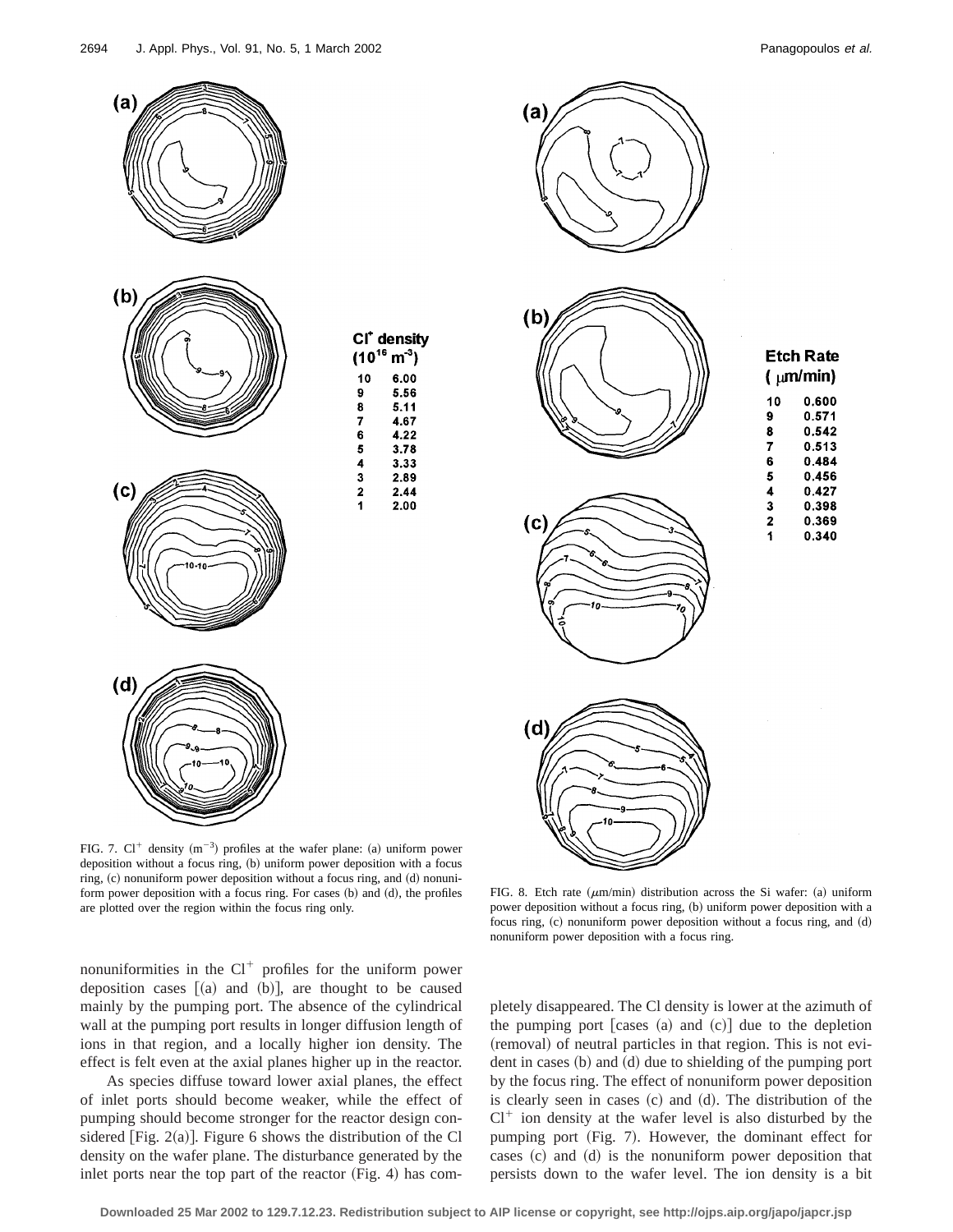| Cl$^+$ density ($10^{16}$ m$^{-3}$) | |
|---|---|
| 10 | 6.00 |
| 9 | 5.56 |
| 8 | 5.11 |
| 7 | 4.67 |
| 6 | 4.22 |
| 5 | 3.78 |
| 4 | 3.33 |
| 3 | 2.89 |
| 2 | 2.44 |
| 1 | 2.00 |

FIG. 7. Cl$^+$ density (m$^{-3}$) profiles at the wafer plane: (a) uniform power deposition without a focus ring, (b) uniform power deposition with a focus ring, (c) nonuniform power deposition without a focus ring, and (d) nonuniform power deposition with a focus ring. For cases (b) and (d), the profiles are plotted over the region within the focus ring only.

| Etch Rate ($\mu$m/min) | |
|---|---|
| 10 | 0.600 |
| 9 | 0.571 |
| 8 | 0.542 |
| 7 | 0.513 |
| 6 | 0.484 |
| 5 | 0.456 |
| 4 | 0.427 |
| 3 | 0.398 |
| 2 | 0.369 |
| 1 | 0.340 |

FIG. 8. Etch rate ($\mu$m/min) distribution across the Si wafer: (a) uniform power deposition without a focus ring, (b) uniform power deposition with a focus ring, (c) nonuniform power deposition without a focus ring, and (d) nonuniform power deposition with a focus ring.

nonuniformities in the Cl$^+$ profiles for the uniform power deposition cases [(a) and (b)], are thought to be caused mainly by the pumping port. The absence of the cylindrical wall at the pumping port results in longer diffusion length of ions in that region, and a locally higher ion density. The effect is felt even at the axial planes higher up in the reactor.

As species diffuse toward lower axial planes, the effect of inlet ports should become weaker, while the effect of pumping should become stronger for the reactor design considered [Fig. 2(a)]. Figure 6 shows the distribution of the Cl density on the wafer plane. The disturbance generated by the inlet ports near the top part of the reactor (Fig. 4) has completely disappeared. The Cl density is lower at the azimuth of the pumping port [cases (a) and (c)] due to the depletion (removal) of neutral particles in that region. This is not evident in cases (b) and (d) due to shielding of the pumping port by the focus ring. The effect of nonuniform power deposition is clearly seen in cases (c) and (d). The distribution of the Cl$^+$ ion density at the wafer level is also disturbed by the pumping port (Fig. 7). However, the dominant effect for cases (c) and (d) is the nonuniform power deposition that persists down to the wafer level. The ion density is a bit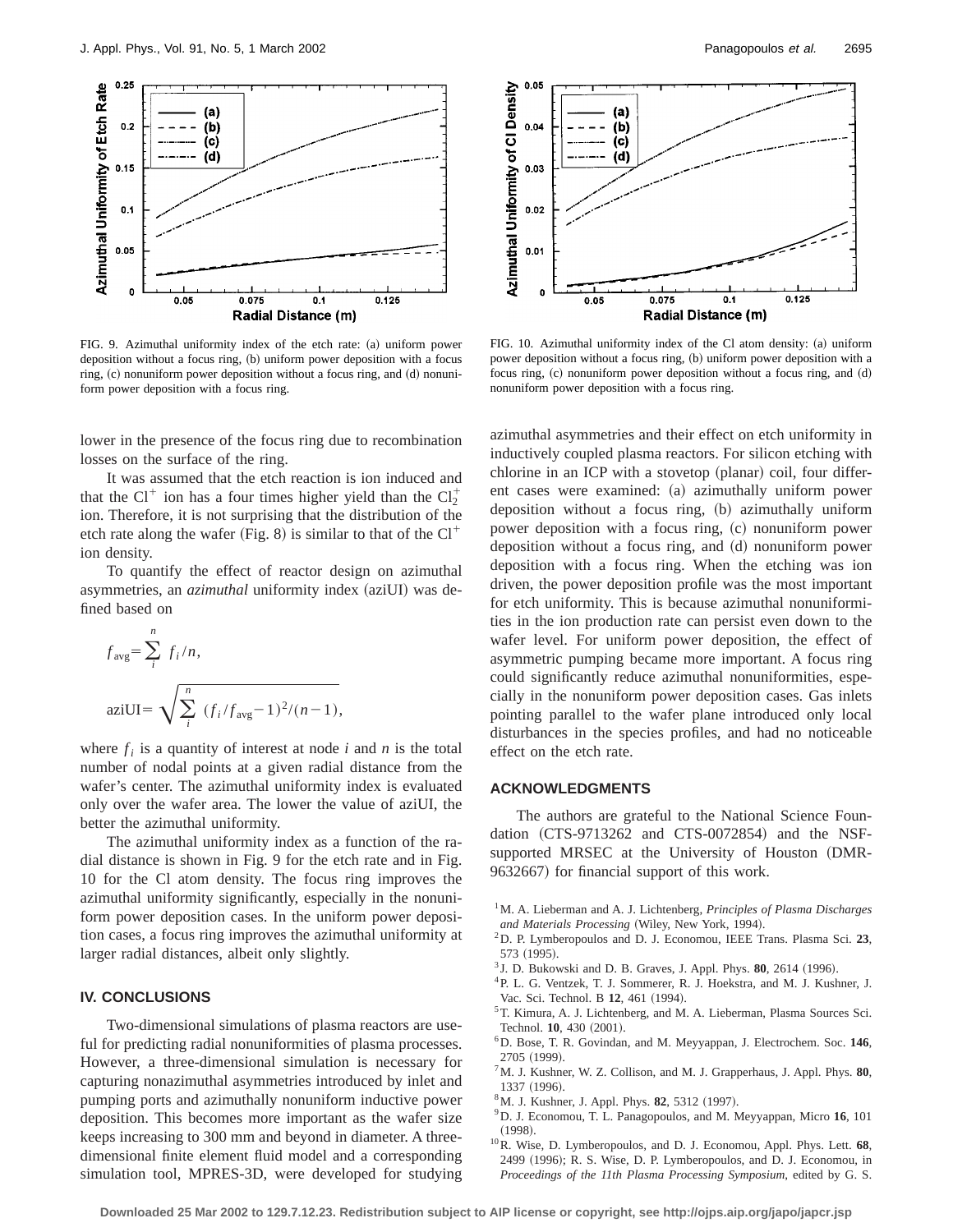FIG. 9. Azimuthal uniformity index of the etch rate: (a) uniform power deposition without a focus ring, (b) uniform power deposition with a focus ring, (c) nonuniform power deposition without a focus ring, and (d) nonuniform power deposition with a focus ring.

FIG. 10. Azimuthal uniformity index of the Cl atom density: (a) uniform power deposition without a focus ring, (b) uniform power deposition with a focus ring, (c) nonuniform power deposition without a focus ring, and (d) nonuniform power deposition with a focus ring.

lower in the presence of the focus ring due to recombination losses on the surface of the ring.

It was assumed that the etch reaction is ion induced and that the $Cl^+$ ion has a four times higher yield than the $Cl_2^+$ ion. Therefore, it is not surprising that the distribution of the etch rate along the wafer (Fig. 8) is similar to that of the $Cl^+$ ion density.

To quantify the effect of reactor design on azimuthal asymmetries, an *azimuthal* uniformity index (aziUI) was defined based on

$$f_{\mathrm{avg}}=\sum_{i}^{n} f_i/n,$$

$$\mathrm{aziUI}=\sqrt{\sum_{i}^{n} (f_i/f_{\mathrm{avg}}-1)^2/(n-1)},$$

where $f_i$ is a quantity of interest at node $i$ and $n$ is the total number of nodal points at a given radial distance from the wafer's center. The azimuthal uniformity index is evaluated only over the wafer area. The lower the value of aziUI, the better the azimuthal uniformity.

The azimuthal uniformity index as a function of the radial distance is shown in Fig. 9 for the etch rate and in Fig. 10 for the Cl atom density. The focus ring improves the azimuthal uniformity significantly, especially in the nonuniform power deposition cases. In the uniform power deposition cases, a focus ring improves the azimuthal uniformity at larger radial distances, albeit only slightly.

## IV. CONCLUSIONS

Two-dimensional simulations of plasma reactors are useful for predicting radial nonuniformities of plasma processes. However, a three-dimensional simulation is necessary for capturing nonazimuthal asymmetries introduced by inlet and pumping ports and azimuthally nonuniform inductive power deposition. This becomes more important as the wafer size keeps increasing to 300 mm and beyond in diameter. A three-dimensional finite element fluid model and a corresponding simulation tool, MPRES-3D, were developed for studying azimuthal asymmetries and their effect on etch uniformity in inductively coupled plasma reactors. For silicon etching with chlorine in an ICP with a stovetop (planar) coil, four different cases were examined: (a) azimuthally uniform power deposition without a focus ring, (b) azimuthally uniform power deposition with a focus ring, (c) nonuniform power deposition without a focus ring, and (d) nonuniform power deposition with a focus ring. When the etching was ion driven, the power deposition profile was the most important for etch uniformity. This is because azimuthal nonuniformities in the ion production rate can persist even down to the wafer level. For uniform power deposition, the effect of asymmetric pumping became more important. A focus ring could significantly reduce azimuthal nonuniformities, especially in the nonuniform power deposition cases. Gas inlets pointing parallel to the wafer plane introduced only local disturbances in the species profiles, and had no noticeable effect on the etch rate.

## ACKNOWLEDGMENTS

The authors are grateful to the National Science Foundation (CTS-9713262 and CTS-0072854) and the NSF-supported MRSEC at the University of Houston (DMR-9632667) for financial support of this work.

[1] M. A. Lieberman and A. J. Lichtenberg, *Principles of Plasma Discharges and Materials Processing* (Wiley, New York, 1994).
[2] D. P. Lymberopoulos and D. J. Economou, IEEE Trans. Plasma Sci. **23**, 573 (1995).
[3] J. D. Bukowski and D. B. Graves, J. Appl. Phys. **80**, 2614 (1996).
[4] P. L. G. Ventzek, T. J. Sommerer, R. J. Hoekstra, and M. J. Kushner, J. Vac. Sci. Technol. B **12**, 461 (1994).
[5] T. Kimura, A. J. Lichtenberg, and M. A. Lieberman, Plasma Sources Sci. Technol. **10**, 430 (2001).
[6] D. Bose, T. R. Govindan, and M. Meyyappan, J. Electrochem. Soc. **146**, 2705 (1999).
[7] M. J. Kushner, W. Z. Collison, and M. J. Grapperhaus, J. Appl. Phys. **80**, 1337 (1996).
[8] M. J. Kushner, J. Appl. Phys. **82**, 5312 (1997).
[9] D. J. Economou, T. L. Panagopoulos, and M. Meyyappan, Micro **16**, 101 (1998).
[10] R. Wise, D. Lymberopoulos, and D. J. Economou, Appl. Phys. Lett. **68**, 2499 (1996); R. S. Wise, D. P. Lymberopoulos, and D. J. Economou, in *Proceedings of the 11th Plasma Processing Symposium*, edited by G. S.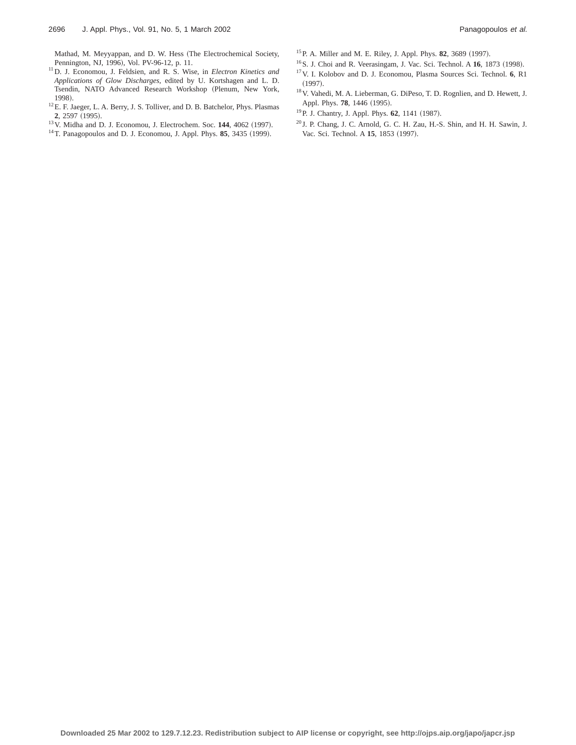Mathad, M. Meyyappan, and D. W. Hess (The Electrochemical Society, Pennington, NJ, 1996), Vol. PV-96-12, p. 11.

[11] D. J. Economou, J. Feldsien, and R. S. Wise, in *Electron Kinetics and Applications of Glow Discharges*, edited by U. Kortshagen and L. D. Tsendin, NATO Advanced Research Workshop (Plenum, New York, 1998).

[12] E. F. Jaeger, L. A. Berry, J. S. Tolliver, and D. B. Batchelor, Phys. Plasmas **2**, 2597 (1995).

[13] V. Midha and D. J. Economou, J. Electrochem. Soc. **144**, 4062 (1997).

[14] T. Panagopoulos and D. J. Economou, J. Appl. Phys. **85**, 3435 (1999).

[15] P. A. Miller and M. E. Riley, J. Appl. Phys. **82**, 3689 (1997).

[16] S. J. Choi and R. Veerasingam, J. Vac. Sci. Technol. A **16**, 1873 (1998).

[17] V. I. Kolobov and D. J. Economou, Plasma Sources Sci. Technol. **6**, R1 (1997).

[18] V. Vahedi, M. A. Lieberman, G. DiPeso, T. D. Rognlien, and D. Hewett, J. Appl. Phys. **78**, 1446 (1995).

[19] P. J. Chantry, J. Appl. Phys. **62**, 1141 (1987).

[20] J. P. Chang, J. C. Arnold, G. C. H. Zau, H.-S. Shin, and H. H. Sawin, J. Vac. Sci. Technol. A **15**, 1853 (1997).